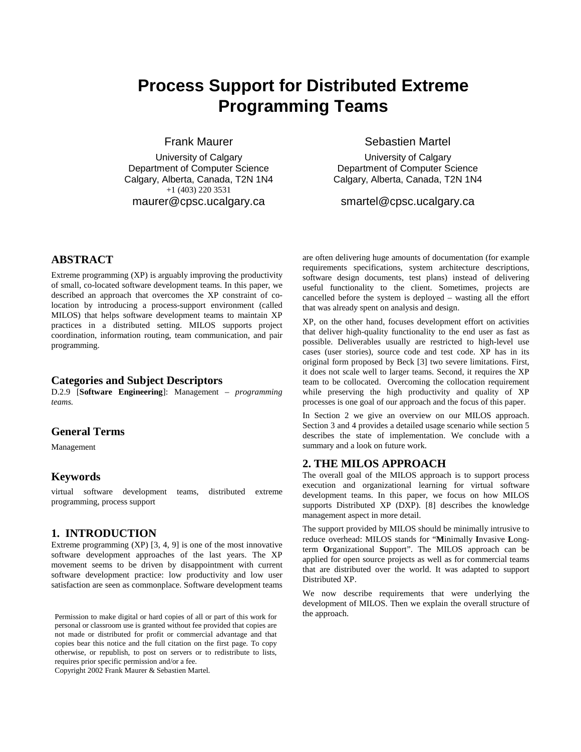# Process Support for Distributed Extreme Programming Teams

Frank Maurer
University of Calgary
Department of Computer Science
Calgary, Alberta, Canada, T2N 1N4
+1 (403) 220 3531
maurer@cpsc.ucalgary.ca

Sebastien Martel
University of Calgary
Department of Computer Science
Calgary, Alberta, Canada, T2N 1N4
smartel@cpsc.ucalgary.ca

## ABSTRACT

Extreme programming (XP) is arguably improving the productivity of small, co-located software development teams. In this paper, we described an approach that overcomes the XP constraint of co-location by introducing a process-support environment (called MILOS) that helps software development teams to maintain XP practices in a distributed setting. MILOS supports project coordination, information routing, team communication, and pair programming.

### Categories and Subject Descriptors

D.2.9 [**Software Engineering**]: Management – *programming teams.*

### General Terms

Management

### Keywords

virtual software development teams, distributed extreme programming, process support

## 1. INTRODUCTION

Extreme programming (XP) [3, 4, 9] is one of the most innovative software development approaches of the last years. The XP movement seems to be driven by disappointment with current software development practice: low productivity and low user satisfaction are seen as commonplace. Software development teams are often delivering huge amounts of documentation (for example requirements specifications, system architecture descriptions, software design documents, test plans) instead of delivering useful functionality to the client. Sometimes, projects are cancelled before the system is deployed – wasting all the effort that was already spent on analysis and design.

XP, on the other hand, focuses development effort on activities that deliver high-quality functionality to the end user as fast as possible. Deliverables usually are restricted to high-level use cases (user stories), source code and test code. XP has in its original form proposed by Beck [3] two severe limitations. First, it does not scale well to larger teams. Second, it requires the XP team to be collocated. Overcoming the collocation requirement while preserving the high productivity and quality of XP processes is one goal of our approach and the focus of this paper.

In Section 2 we give an overview on our MILOS approach. Section 3 and 4 provides a detailed usage scenario while section 5 describes the state of implementation. We conclude with a summary and a look on future work.

Permission to make digital or hard copies of all or part of this work for personal or classroom use is granted without fee provided that copies are not made or distributed for profit or commercial advantage and that copies bear this notice and the full citation on the first page. To copy otherwise, or republish, to post on servers or to redistribute to lists, requires prior specific permission and/or a fee.
Copyright 2002 Frank Maurer & Sebastien Martel.

## 2. THE MILOS APPROACH

The overall goal of the MILOS approach is to support process execution and organizational learning for virtual software development teams. In this paper, we focus on how MILOS supports Distributed XP (DXP). [8] describes the knowledge management aspect in more detail.

The support provided by MILOS should be minimally intrusive to reduce overhead: MILOS stands for "**M**inimally **I**nvasive **L**ong-term **O**rganizational **S**upport". The MILOS approach can be applied for open source projects as well as for commercial teams that are distributed over the world. It was adapted to support Distributed XP.

We now describe requirements that were underlying the development of MILOS. Then we explain the overall structure of the approach.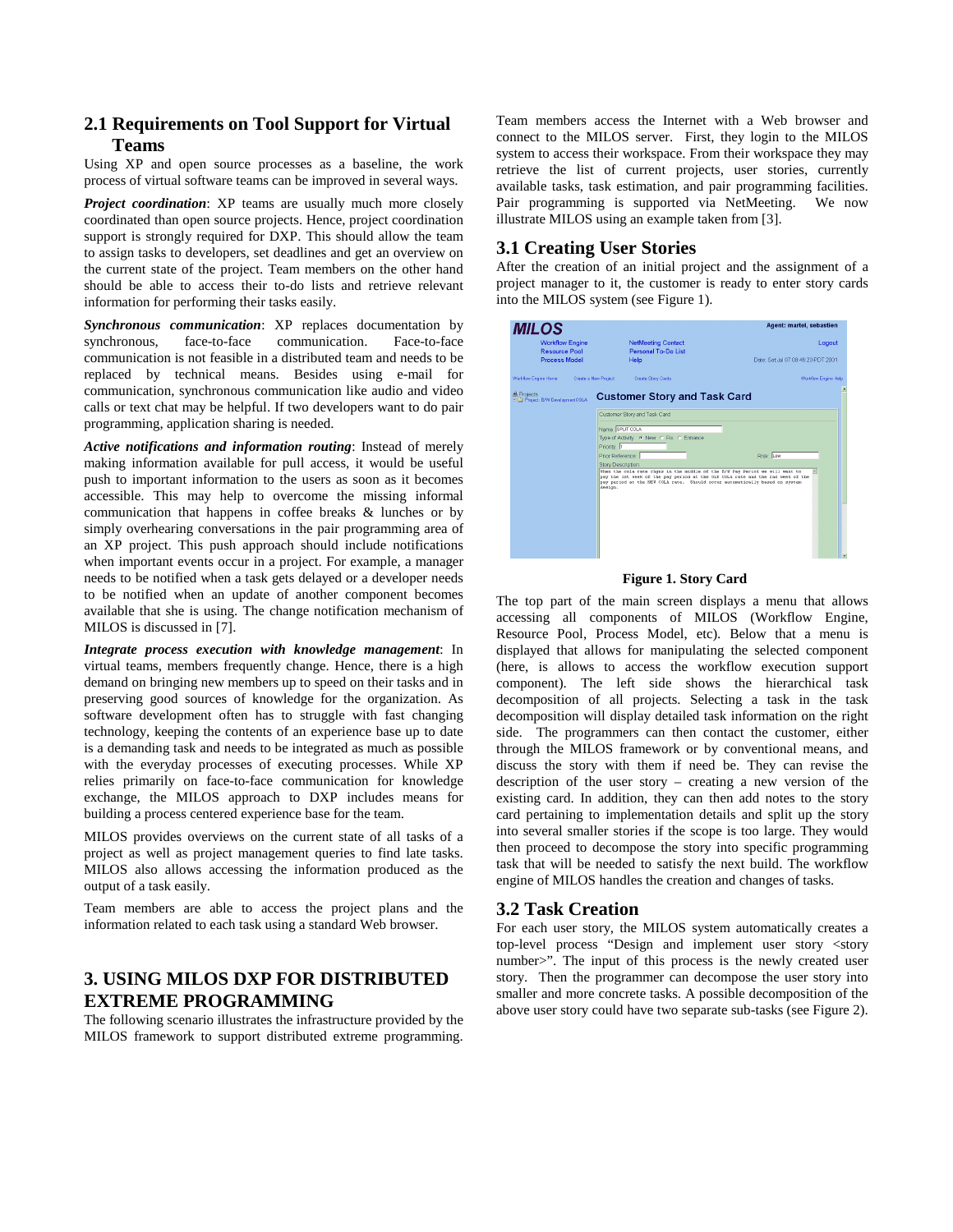## 2.1 Requirements on Tool Support for Virtual Teams

Using XP and open source processes as a baseline, the work process of virtual software teams can be improved in several ways.

***Project coordination***: XP teams are usually much more closely coordinated than open source projects. Hence, project coordination support is strongly required for DXP. This should allow the team to assign tasks to developers, set deadlines and get an overview on the current state of the project. Team members on the other hand should be able to access their to-do lists and retrieve relevant information for performing their tasks easily.

***Synchronous communication***: XP replaces documentation by synchronous, face-to-face communication. Face-to-face communication is not feasible in a distributed team and needs to be replaced by technical means. Besides using e-mail for communication, synchronous communication like audio and video calls or text chat may be helpful. If two developers want to do pair programming, application sharing is needed.

***Active notifications and information routing***: Instead of merely making information available for pull access, it would be useful push to important information to the users as soon as it becomes accessible. This may help to overcome the missing informal communication that happens in coffee breaks & lunches or by simply overhearing conversations in the pair programming area of an XP project. This push approach should include notifications when important events occur in a project. For example, a manager needs to be notified when a task gets delayed or a developer needs to be notified when an update of another component becomes available that she is using. The change notification mechanism of MILOS is discussed in [7].

***Integrate process execution with knowledge management***: In virtual teams, members frequently change. Hence, there is a high demand on bringing new members up to speed on their tasks and in preserving good sources of knowledge for the organization. As software development often has to struggle with fast changing technology, keeping the contents of an experience base up to date is a demanding task and needs to be integrated as much as possible with the everyday processes of executing processes. While XP relies primarily on face-to-face communication for knowledge exchange, the MILOS approach to DXP includes means for building a process centered experience base for the team.

MILOS provides overviews on the current state of all tasks of a project as well as project management queries to find late tasks. MILOS also allows accessing the information produced as the output of a task easily.

Team members are able to access the project plans and the information related to each task using a standard Web browser.

# 3. USING MILOS DXP FOR DISTRIBUTED EXTREME PROGRAMMING

The following scenario illustrates the infrastructure provided by the MILOS framework to support distributed extreme programming. Team members access the Internet with a Web browser and connect to the MILOS server. First, they login to the MILOS system to access their workspace. From their workspace they may retrieve the list of current projects, user stories, currently available tasks, task estimation, and pair programming facilities. Pair programming is supported via NetMeeting. We now illustrate MILOS using an example taken from [3].

## 3.1 Creating User Stories

After the creation of an initial project and the assignment of a project manager to it, the customer is ready to enter story cards into the MILOS system (see Figure 1).

**Figure 1. Story Card**

The top part of the main screen displays a menu that allows accessing all components of MILOS (Workflow Engine, Resource Pool, Process Model, etc). Below that a menu is displayed that allows for manipulating the selected component (here, is allows to access the workflow execution support component). The left side shows the hierarchical task decomposition of all projects. Selecting a task in the task decomposition will display detailed task information on the right side. The programmers can then contact the customer, either through the MILOS framework or by conventional means, and discuss the story with them if need be. They can revise the description of the user story – creating a new version of the existing card. In addition, they can then add notes to the story card pertaining to implementation details and split up the story into several smaller stories if the scope is too large. They would then proceed to decompose the story into specific programming task that will be needed to satisfy the next build. The workflow engine of MILOS handles the creation and changes of tasks.

## 3.2 Task Creation

For each user story, the MILOS system automatically creates a top-level process "Design and implement user story <story number>". The input of this process is the newly created user story. Then the programmer can decompose the user story into smaller and more concrete tasks. A possible decomposition of the above user story could have two separate sub-tasks (see Figure 2).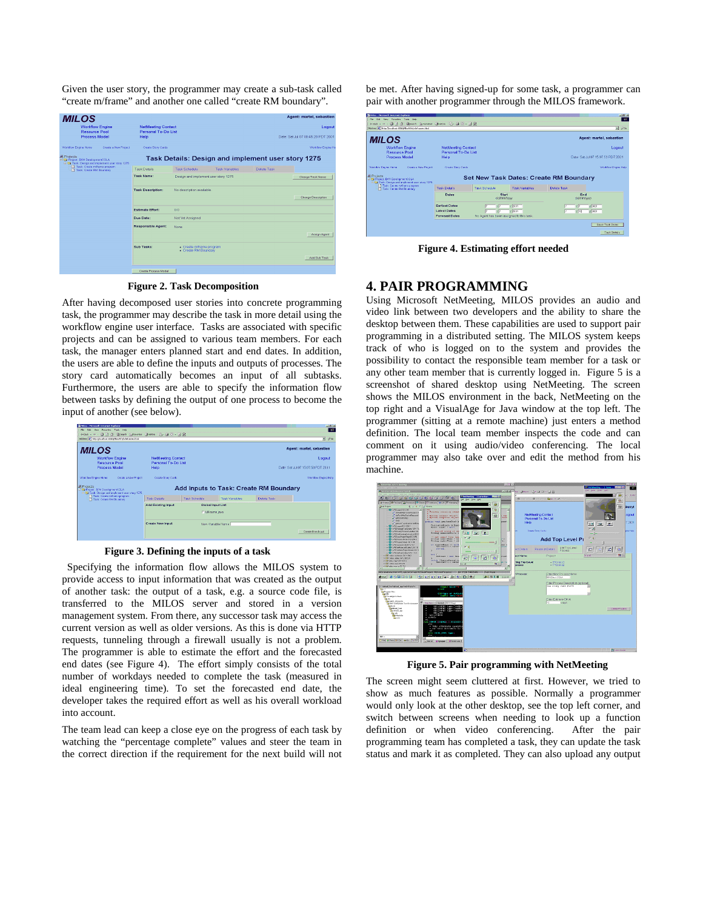Given the user story, the programmer may create a sub-task called "create m/frame" and another one called "create RM boundary".

Figure 2. Task Decomposition

After having decomposed user stories into concrete programming task, the programmer may describe the task in more detail using the workflow engine user interface. Tasks are associated with specific projects and can be assigned to various team members. For each task, the manager enters planned start and end dates. In addition, the users are able to define the inputs and outputs of processes. The story card automatically becomes an input of all subtasks. Furthermore, the users are able to specify the information flow between tasks by defining the output of one process to become the input of another (see below).

Figure 3. Defining the inputs of a task

Specifying the information flow allows the MILOS system to provide access to input information that was created as the output of another task: the output of a task, e.g. a source code file, is transferred to the MILOS server and stored in a version management system. From there, any successor task may access the current version as well as older versions. As this is done via HTTP requests, tunneling through a firewall usually is not a problem. The programmer is able to estimate the effort and the forecasted end dates (see Figure 4). The effort simply consists of the total number of workdays needed to complete the task (measured in ideal engineering time). To set the forecasted end date, the developer takes the required effort as well as his overall workload into account.

The team lead can keep a close eye on the progress of each task by watching the "percentage complete" values and steer the team in the correct direction if the requirement for the next build will not be met. After having signed-up for some task, a programmer can pair with another programmer through the MILOS framework.

Figure 4. Estimating effort needed

# 4. PAIR PROGRAMMING

Using Microsoft NetMeeting, MILOS provides an audio and video link between two developers and the ability to share the desktop between them. These capabilities are used to support pair programming in a distributed setting. The MILOS system keeps track of who is logged on to the system and provides the possibility to contact the responsible team member for a task or any other team member that is currently logged in. Figure 5 is a screenshot of shared desktop using NetMeeting. The screen shows the MILOS environment in the back, NetMeeting on the top right and a VisualAge for Java window at the top left. The programmer (sitting at a remote machine) just enters a method definition. The local team member inspects the code and can comment on it using audio/video conferencing. The local programmer may also take over and edit the method from his machine.

Figure 5. Pair programming with NetMeeting

The screen might seem cluttered at first. However, we tried to show as much features as possible. Normally a programmer would only look at the other desktop, see the top left corner, and switch between screens when needing to look up a function definition or when video conferencing. After the pair programming team has completed a task, they can update the task status and mark it as completed. They can also upload any output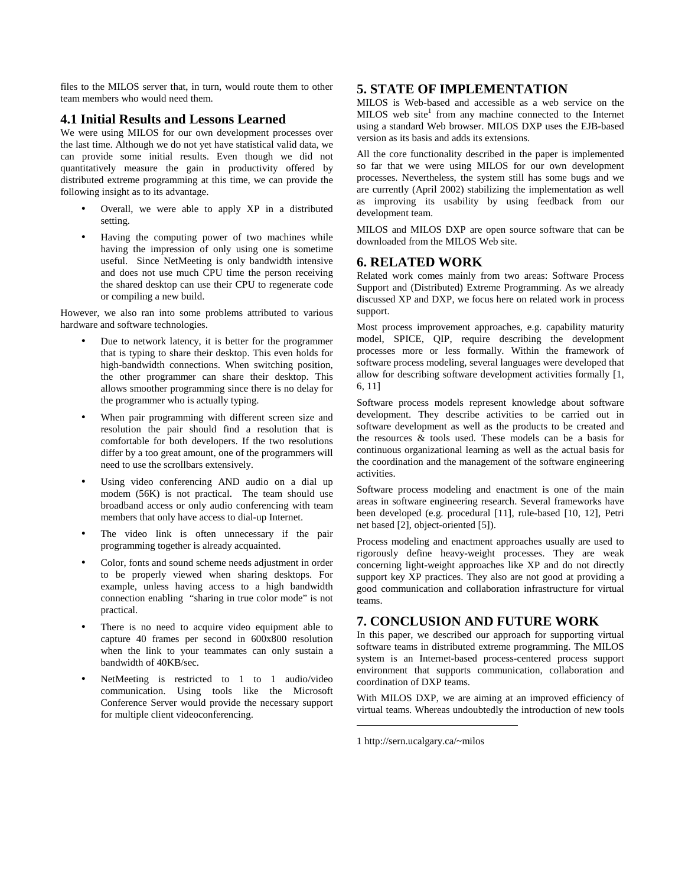files to the MILOS server that, in turn, would route them to other team members who would need them.

## 4.1 Initial Results and Lessons Learned

We were using MILOS for our own development processes over the last time. Although we do not yet have statistical valid data, we can provide some initial results. Even though we did not quantitatively measure the gain in productivity offered by distributed extreme programming at this time, we can provide the following insight as to its advantage.

- Overall, we were able to apply XP in a distributed setting.
- Having the computing power of two machines while having the impression of only using one is sometime useful. Since NetMeeting is only bandwidth intensive and does not use much CPU time the person receiving the shared desktop can use their CPU to regenerate code or compiling a new build.

However, we also ran into some problems attributed to various hardware and software technologies.

- Due to network latency, it is better for the programmer that is typing to share their desktop. This even holds for high-bandwidth connections. When switching position, the other programmer can share their desktop. This allows smoother programming since there is no delay for the programmer who is actually typing.
- When pair programming with different screen size and resolution the pair should find a resolution that is comfortable for both developers. If the two resolutions differ by a too great amount, one of the programmers will need to use the scrollbars extensively.
- Using video conferencing AND audio on a dial up modem (56K) is not practical. The team should use broadband access or only audio conferencing with team members that only have access to dial-up Internet.
- The video link is often unnecessary if the pair programming together is already acquainted.
- Color, fonts and sound scheme needs adjustment in order to be properly viewed when sharing desktops. For example, unless having access to a high bandwidth connection enabling "sharing in true color mode" is not practical.
- There is no need to acquire video equipment able to capture 40 frames per second in 600x800 resolution when the link to your teammates can only sustain a bandwidth of 40KB/sec.
- NetMeeting is restricted to 1 to 1 audio/video communication. Using tools like the Microsoft Conference Server would provide the necessary support for multiple client videoconferencing.

# 5. STATE OF IMPLEMENTATION

MILOS is Web-based and accessible as a web service on the MILOS web site[1] from any machine connected to the Internet using a standard Web browser. MILOS DXP uses the EJB-based version as its basis and adds its extensions.

All the core functionality described in the paper is implemented so far that we were using MILOS for our own development processes. Nevertheless, the system still has some bugs and we are currently (April 2002) stabilizing the implementation as well as improving its usability by using feedback from our development team.

MILOS and MILOS DXP are open source software that can be downloaded from the MILOS Web site.

# 6. RELATED WORK

Related work comes mainly from two areas: Software Process Support and (Distributed) Extreme Programming. As we already discussed XP and DXP, we focus here on related work in process support.

Most process improvement approaches, e.g. capability maturity model, SPICE, QIP, require describing the development processes more or less formally. Within the framework of software process modeling, several languages were developed that allow for describing software development activities formally [1, 6, 11]

Software process models represent knowledge about software development. They describe activities to be carried out in software development as well as the products to be created and the resources & tools used. These models can be a basis for continuous organizational learning as well as the actual basis for the coordination and the management of the software engineering activities.

Software process modeling and enactment is one of the main areas in software engineering research. Several frameworks have been developed (e.g. procedural [11], rule-based [10, 12], Petri net based [2], object-oriented [5]).

Process modeling and enactment approaches usually are used to rigorously define heavy-weight processes. They are weak concerning light-weight approaches like XP and do not directly support key XP practices. They also are not good at providing a good communication and collaboration infrastructure for virtual teams.

# 7. CONCLUSION AND FUTURE WORK

In this paper, we described our approach for supporting virtual software teams in distributed extreme programming. The MILOS system is an Internet-based process-centered process support environment that supports communication, collaboration and coordination of DXP teams.

With MILOS DXP, we are aiming at an improved efficiency of virtual teams. Whereas undoubtedly the introduction of new tools

---

1 http://sern.ucalgary.ca/~milos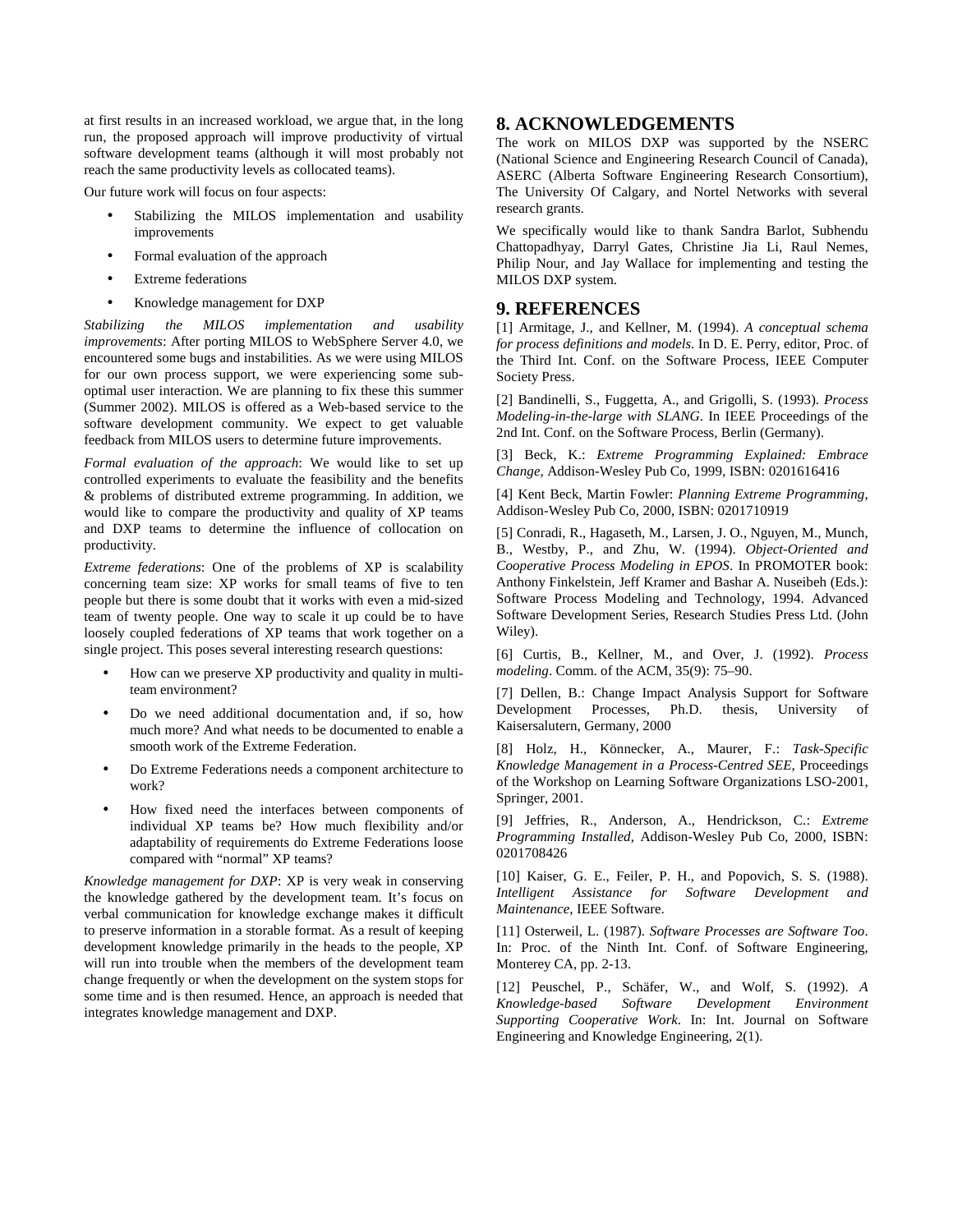at first results in an increased workload, we argue that, in the long run, the proposed approach will improve productivity of virtual software development teams (although it will most probably not reach the same productivity levels as collocated teams).

Our future work will focus on four aspects:

- Stabilizing the MILOS implementation and usability improvements
- Formal evaluation of the approach
- Extreme federations
- Knowledge management for DXP

*Stabilizing the MILOS implementation and usability improvements*: After porting MILOS to WebSphere Server 4.0, we encountered some bugs and instabilities. As we were using MILOS for our own process support, we were experiencing some sub-optimal user interaction. We are planning to fix these this summer (Summer 2002). MILOS is offered as a Web-based service to the software development community. We expect to get valuable feedback from MILOS users to determine future improvements.

*Formal evaluation of the approach*: We would like to set up controlled experiments to evaluate the feasibility and the benefits & problems of distributed extreme programming. In addition, we would like to compare the productivity and quality of XP teams and DXP teams to determine the influence of collocation on productivity.

*Extreme federations*: One of the problems of XP is scalability concerning team size: XP works for small teams of five to ten people but there is some doubt that it works with even a mid-sized team of twenty people. One way to scale it up could be to have loosely coupled federations of XP teams that work together on a single project. This poses several interesting research questions:

- How can we preserve XP productivity and quality in multi-team environment?
- Do we need additional documentation and, if so, how much more? And what needs to be documented to enable a smooth work of the Extreme Federation.
- Do Extreme Federations needs a component architecture to work?
- How fixed need the interfaces between components of individual XP teams be? How much flexibility and/or adaptability of requirements do Extreme Federations loose compared with "normal" XP teams?

*Knowledge management for DXP*: XP is very weak in conserving the knowledge gathered by the development team. It's focus on verbal communication for knowledge exchange makes it difficult to preserve information in a storable format. As a result of keeping development knowledge primarily in the heads to the people, XP will run into trouble when the members of the development team change frequently or when the development on the system stops for some time and is then resumed. Hence, an approach is needed that integrates knowledge management and DXP.

## 8. ACKNOWLEDGEMENTS

The work on MILOS DXP was supported by the NSERC (National Science and Engineering Research Council of Canada), ASERC (Alberta Software Engineering Research Consortium), The University Of Calgary, and Nortel Networks with several research grants.

We specifically would like to thank Sandra Barlot, Subhendu Chattopadhyay, Darryl Gates, Christine Jia Li, Raul Nemes, Philip Nour, and Jay Wallace for implementing and testing the MILOS DXP system.

## 9. REFERENCES

[1] Armitage, J., and Kellner, M. (1994). *A conceptual schema for process definitions and models*. In D. E. Perry, editor, Proc. of the Third Int. Conf. on the Software Process, IEEE Computer Society Press.

[2] Bandinelli, S., Fuggetta, A., and Grigolli, S. (1993). *Process Modeling-in-the-large with SLANG*. In IEEE Proceedings of the 2nd Int. Conf. on the Software Process, Berlin (Germany).

[3] Beck, K.: *Extreme Programming Explained: Embrace Change,* Addison-Wesley Pub Co, 1999, ISBN: 0201616416

[4] Kent Beck, Martin Fowler: *Planning Extreme Programming*, Addison-Wesley Pub Co, 2000, ISBN: 0201710919

[5] Conradi, R., Hagaseth, M., Larsen, J. O., Nguyen, M., Munch, B., Westby, P., and Zhu, W. (1994). *Object-Oriented and Cooperative Process Modeling in EPOS*. In PROMOTER book: Anthony Finkelstein, Jeff Kramer and Bashar A. Nuseibeh (Eds.): Software Process Modeling and Technology, 1994. Advanced Software Development Series, Research Studies Press Ltd. (John Wiley).

[6] Curtis, B., Kellner, M., and Over, J. (1992). *Process modeling*. Comm. of the ACM, 35(9): 75–90.

[7] Dellen, B.: Change Impact Analysis Support for Software Development Processes, Ph.D. thesis, University of Kaisersalutern, Germany, 2000

[8] Holz, H., Könnecker, A., Maurer, F.: *Task-Specific Knowledge Management in a Process-Centred SEE*, Proceedings of the Workshop on Learning Software Organizations LSO-2001, Springer, 2001.

[9] Jeffries, R., Anderson, A., Hendrickson, C.: *Extreme Programming Installed*, Addison-Wesley Pub Co, 2000, ISBN: 0201708426

[10] Kaiser, G. E., Feiler, P. H., and Popovich, S. S. (1988). *Intelligent Assistance for Software Development and Maintenance*, IEEE Software.

[11] Osterweil, L. (1987). *Software Processes are Software Too*. In: Proc. of the Ninth Int. Conf. of Software Engineering, Monterey CA, pp. 2-13.

[12] Peuschel, P., Schäfer, W., and Wolf, S. (1992). *A Knowledge-based Software Development Environment Supporting Cooperative Work*. In: Int. Journal on Software Engineering and Knowledge Engineering, 2(1).